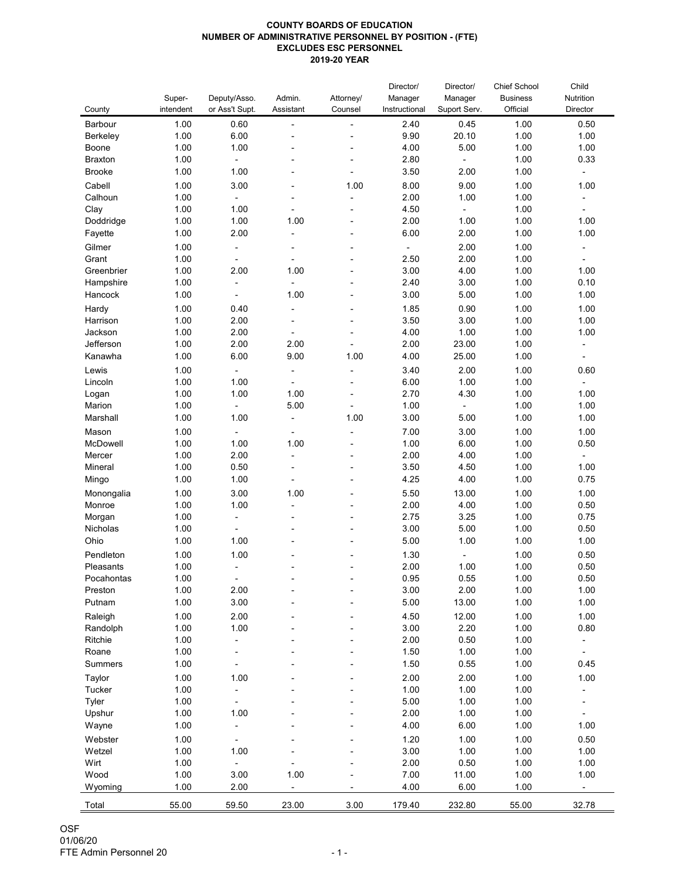**COUNTY BOARDS OF EDUCATION**
**NUMBER OF ADMINISTRATIVE PERSONNEL BY POSITION - (FTE)**
**EXCLUDES ESC PERSONNEL**
**2019-20 YEAR**

| County | Super-intendent | Deputy/Asso. or Ass't Supt. | Admin. Assistant | Attorney/ Counsel | Director/ Manager Instructional | Director/ Manager Suport Serv. | Chief School Business Official | Child Nutrition Director |
|---|---|---|---|---|---|---|---|---|
| Barbour | 1.00 | 0.60 | - | - | 2.40 | 0.45 | 1.00 | 0.50 |
| Berkeley | 1.00 | 6.00 | - | - | 9.90 | 20.10 | 1.00 | 1.00 |
| Boone | 1.00 | 1.00 | - | - | 4.00 | 5.00 | 1.00 | 1.00 |
| Braxton | 1.00 | - | - | - | 2.80 | - | 1.00 | 0.33 |
| Brooke | 1.00 | 1.00 | - | - | 3.50 | 2.00 | 1.00 | - |
| Cabell | 1.00 | 3.00 | - | 1.00 | 8.00 | 9.00 | 1.00 | 1.00 |
| Calhoun | 1.00 | - | - | - | 2.00 | 1.00 | 1.00 | - |
| Clay | 1.00 | 1.00 | - | - | 4.50 | - | 1.00 | - |
| Doddridge | 1.00 | 1.00 | 1.00 | - | 2.00 | 1.00 | 1.00 | 1.00 |
| Fayette | 1.00 | 2.00 | - | - | 6.00 | 2.00 | 1.00 | 1.00 |
| Gilmer | 1.00 | - | - | - | - | 2.00 | 1.00 | - |
| Grant | 1.00 | - | - | - | 2.50 | 2.00 | 1.00 | - |
| Greenbrier | 1.00 | 2.00 | 1.00 | - | 3.00 | 4.00 | 1.00 | 1.00 |
| Hampshire | 1.00 | - | - | - | 2.40 | 3.00 | 1.00 | 0.10 |
| Hancock | 1.00 | - | 1.00 | - | 3.00 | 5.00 | 1.00 | 1.00 |
| Hardy | 1.00 | 0.40 | - | - | 1.85 | 0.90 | 1.00 | 1.00 |
| Harrison | 1.00 | 2.00 | - | - | 3.50 | 3.00 | 1.00 | 1.00 |
| Jackson | 1.00 | 2.00 | - | - | 4.00 | 1.00 | 1.00 | 1.00 |
| Jefferson | 1.00 | 2.00 | 2.00 | - | 2.00 | 23.00 | 1.00 | - |
| Kanawha | 1.00 | 6.00 | 9.00 | 1.00 | 4.00 | 25.00 | 1.00 | - |
| Lewis | 1.00 | - | - | - | 3.40 | 2.00 | 1.00 | 0.60 |
| Lincoln | 1.00 | 1.00 | - | - | 6.00 | 1.00 | 1.00 | - |
| Logan | 1.00 | 1.00 | 1.00 | - | 2.70 | 4.30 | 1.00 | 1.00 |
| Marion | 1.00 | - | 5.00 | - | 1.00 | - | 1.00 | 1.00 |
| Marshall | 1.00 | 1.00 | - | 1.00 | 3.00 | 5.00 | 1.00 | 1.00 |
| Mason | 1.00 | - | - | - | 7.00 | 3.00 | 1.00 | 1.00 |
| McDowell | 1.00 | 1.00 | 1.00 | - | 1.00 | 6.00 | 1.00 | 0.50 |
| Mercer | 1.00 | 2.00 | - | - | 2.00 | 4.00 | 1.00 | - |
| Mineral | 1.00 | 0.50 | - | - | 3.50 | 4.50 | 1.00 | 1.00 |
| Mingo | 1.00 | 1.00 | - | - | 4.25 | 4.00 | 1.00 | 0.75 |
| Monongalia | 1.00 | 3.00 | 1.00 | - | 5.50 | 13.00 | 1.00 | 1.00 |
| Monroe | 1.00 | 1.00 | - | - | 2.00 | 4.00 | 1.00 | 0.50 |
| Morgan | 1.00 | - | - | - | 2.75 | 3.25 | 1.00 | 0.75 |
| Nicholas | 1.00 | - | - | - | 3.00 | 5.00 | 1.00 | 0.50 |
| Ohio | 1.00 | 1.00 | - | - | 5.00 | 1.00 | 1.00 | 1.00 |
| Pendleton | 1.00 | 1.00 | - | - | 1.30 | - | 1.00 | 0.50 |
| Pleasants | 1.00 | - | - | - | 2.00 | 1.00 | 1.00 | 0.50 |
| Pocahontas | 1.00 | - | - | - | 0.95 | 0.55 | 1.00 | 0.50 |
| Preston | 1.00 | 2.00 | - | - | 3.00 | 2.00 | 1.00 | 1.00 |
| Putnam | 1.00 | 3.00 | - | - | 5.00 | 13.00 | 1.00 | 1.00 |
| Raleigh | 1.00 | 2.00 | - | - | 4.50 | 12.00 | 1.00 | 1.00 |
| Randolph | 1.00 | 1.00 | - | - | 3.00 | 2.20 | 1.00 | 0.80 |
| Ritchie | 1.00 | - | - | - | 2.00 | 0.50 | 1.00 | - |
| Roane | 1.00 | - | - | - | 1.50 | 1.00 | 1.00 | - |
| Summers | 1.00 | - | - | - | 1.50 | 0.55 | 1.00 | 0.45 |
| Taylor | 1.00 | 1.00 | - | - | 2.00 | 2.00 | 1.00 | 1.00 |
| Tucker | 1.00 | - | - | - | 1.00 | 1.00 | 1.00 | - |
| Tyler | 1.00 | - | - | - | 5.00 | 1.00 | 1.00 | - |
| Upshur | 1.00 | 1.00 | - | - | 2.00 | 1.00 | 1.00 | - |
| Wayne | 1.00 | - | - | - | 4.00 | 6.00 | 1.00 | 1.00 |
| Webster | 1.00 | - | - | - | 1.20 | 1.00 | 1.00 | 0.50 |
| Wetzel | 1.00 | 1.00 | - | - | 3.00 | 1.00 | 1.00 | 1.00 |
| Wirt | 1.00 | - | - | - | 2.00 | 0.50 | 1.00 | 1.00 |
| Wood | 1.00 | 3.00 | 1.00 | - | 7.00 | 11.00 | 1.00 | 1.00 |
| Wyoming | 1.00 | 2.00 | - | - | 4.00 | 6.00 | 1.00 | - |
| Total | 55.00 | 59.50 | 23.00 | 3.00 | 179.40 | 232.80 | 55.00 | 32.78 |

OSF
01/06/20
FTE Admin Personnel 20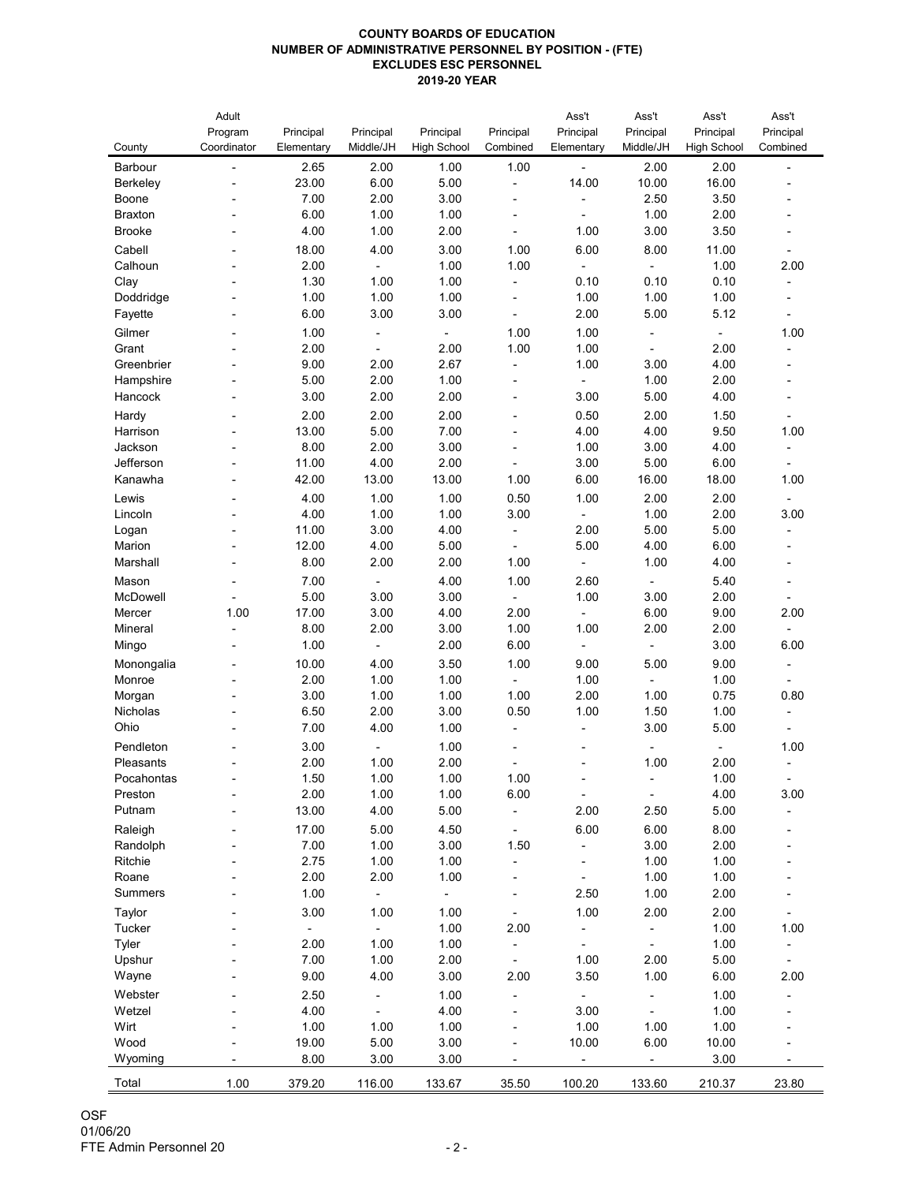**COUNTY BOARDS OF EDUCATION**
**NUMBER OF ADMINISTRATIVE PERSONNEL BY POSITION - (FTE)**
**EXCLUDES ESC PERSONNEL**
**2019-20 YEAR**

| County | Adult Program Coordinator | Principal Elementary | Principal Middle/JH | Principal High School | Principal Combined | Ass't Principal Elementary | Ass't Principal Middle/JH | Ass't Principal High School | Ass't Principal Combined |
|---|---|---|---|---|---|---|---|---|---|
| Barbour | - | 2.65 | 2.00 | 1.00 | 1.00 | - | 2.00 | 2.00 | - |
| Berkeley | - | 23.00 | 6.00 | 5.00 | - | 14.00 | 10.00 | 16.00 | - |
| Boone | - | 7.00 | 2.00 | 3.00 | - | - | 2.50 | 3.50 | - |
| Braxton | - | 6.00 | 1.00 | 1.00 | - | - | 1.00 | 2.00 | - |
| Brooke | - | 4.00 | 1.00 | 2.00 | - | 1.00 | 3.00 | 3.50 | - |
| Cabell | - | 18.00 | 4.00 | 3.00 | 1.00 | 6.00 | 8.00 | 11.00 | - |
| Calhoun | - | 2.00 | - | 1.00 | 1.00 | - | - | 1.00 | 2.00 |
| Clay | - | 1.30 | 1.00 | 1.00 | - | 0.10 | 0.10 | 0.10 | - |
| Doddridge | - | 1.00 | 1.00 | 1.00 | - | 1.00 | 1.00 | 1.00 | - |
| Fayette | - | 6.00 | 3.00 | 3.00 | - | 2.00 | 5.00 | 5.12 | - |
| Gilmer | - | 1.00 | - | - | 1.00 | 1.00 | - | - | 1.00 |
| Grant | - | 2.00 | - | 2.00 | 1.00 | 1.00 | - | 2.00 | - |
| Greenbrier | - | 9.00 | 2.00 | 2.67 | - | 1.00 | 3.00 | 4.00 | - |
| Hampshire | - | 5.00 | 2.00 | 1.00 | - | - | 1.00 | 2.00 | - |
| Hancock | - | 3.00 | 2.00 | 2.00 | - | 3.00 | 5.00 | 4.00 | - |
| Hardy | - | 2.00 | 2.00 | 2.00 | - | 0.50 | 2.00 | 1.50 | - |
| Harrison | - | 13.00 | 5.00 | 7.00 | - | 4.00 | 4.00 | 9.50 | 1.00 |
| Jackson | - | 8.00 | 2.00 | 3.00 | - | 1.00 | 3.00 | 4.00 | - |
| Jefferson | - | 11.00 | 4.00 | 2.00 | - | 3.00 | 5.00 | 6.00 | - |
| Kanawha | - | 42.00 | 13.00 | 13.00 | 1.00 | 6.00 | 16.00 | 18.00 | 1.00 |
| Lewis | - | 4.00 | 1.00 | 1.00 | 0.50 | 1.00 | 2.00 | 2.00 | - |
| Lincoln | - | 4.00 | 1.00 | 1.00 | 3.00 | - | 1.00 | 2.00 | 3.00 |
| Logan | - | 11.00 | 3.00 | 4.00 | - | 2.00 | 5.00 | 5.00 | - |
| Marion | - | 12.00 | 4.00 | 5.00 | - | 5.00 | 4.00 | 6.00 | - |
| Marshall | - | 8.00 | 2.00 | 2.00 | 1.00 | - | 1.00 | 4.00 | - |
| Mason | - | 7.00 | - | 4.00 | 1.00 | 2.60 | - | 5.40 | - |
| McDowell | - | 5.00 | 3.00 | 3.00 | - | 1.00 | 3.00 | 2.00 | - |
| Mercer | 1.00 | 17.00 | 3.00 | 4.00 | 2.00 | - | 6.00 | 9.00 | 2.00 |
| Mineral | - | 8.00 | 2.00 | 3.00 | 1.00 | 1.00 | 2.00 | 2.00 | - |
| Mingo | - | 1.00 | - | 2.00 | 6.00 | - | - | 3.00 | 6.00 |
| Monongalia | - | 10.00 | 4.00 | 3.50 | 1.00 | 9.00 | 5.00 | 9.00 | - |
| Monroe | - | 2.00 | 1.00 | 1.00 | - | 1.00 | - | 1.00 | - |
| Morgan | - | 3.00 | 1.00 | 1.00 | 1.00 | 2.00 | 1.00 | 0.75 | 0.80 |
| Nicholas | - | 6.50 | 2.00 | 3.00 | 0.50 | 1.00 | 1.50 | 1.00 | - |
| Ohio | - | 7.00 | 4.00 | 1.00 | - | - | 3.00 | 5.00 | - |
| Pendleton | - | 3.00 | - | 1.00 | - | - | - | - | 1.00 |
| Pleasants | - | 2.00 | 1.00 | 2.00 | - | - | 1.00 | 2.00 | - |
| Pocahontas | - | 1.50 | 1.00 | 1.00 | 1.00 | - | - | 1.00 | - |
| Preston | - | 2.00 | 1.00 | 1.00 | 6.00 | - | - | 4.00 | 3.00 |
| Putnam | - | 13.00 | 4.00 | 5.00 | - | 2.00 | 2.50 | 5.00 | - |
| Raleigh | - | 17.00 | 5.00 | 4.50 | - | 6.00 | 6.00 | 8.00 | - |
| Randolph | - | 7.00 | 1.00 | 3.00 | 1.50 | - | 3.00 | 2.00 | - |
| Ritchie | - | 2.75 | 1.00 | 1.00 | - | - | 1.00 | 1.00 | - |
| Roane | - | 2.00 | 2.00 | 1.00 | - | - | 1.00 | 1.00 | - |
| Summers | - | 1.00 | - | - | - | 2.50 | 1.00 | 2.00 | - |
| Taylor | - | 3.00 | 1.00 | 1.00 | - | 1.00 | 2.00 | 2.00 | - |
| Tucker | - | - | - | 1.00 | 2.00 | - | - | 1.00 | 1.00 |
| Tyler | - | 2.00 | 1.00 | 1.00 | - | - | - | 1.00 | - |
| Upshur | - | 7.00 | 1.00 | 2.00 | - | 1.00 | 2.00 | 5.00 | - |
| Wayne | - | 9.00 | 4.00 | 3.00 | 2.00 | 3.50 | 1.00 | 6.00 | 2.00 |
| Webster | - | 2.50 | - | 1.00 | - | - | - | 1.00 | - |
| Wetzel | - | 4.00 | - | 4.00 | - | 3.00 | - | 1.00 | - |
| Wirt | - | 1.00 | 1.00 | 1.00 | - | 1.00 | 1.00 | 1.00 | - |
| Wood | - | 19.00 | 5.00 | 3.00 | - | 10.00 | 6.00 | 10.00 | - |
| Wyoming | - | 8.00 | 3.00 | 3.00 | - | - | - | 3.00 | - |
| Total | 1.00 | 379.20 | 116.00 | 133.67 | 35.50 | 100.20 | 133.60 | 210.37 | 23.80 |

OSF
01/06/20
FTE Admin Personnel 20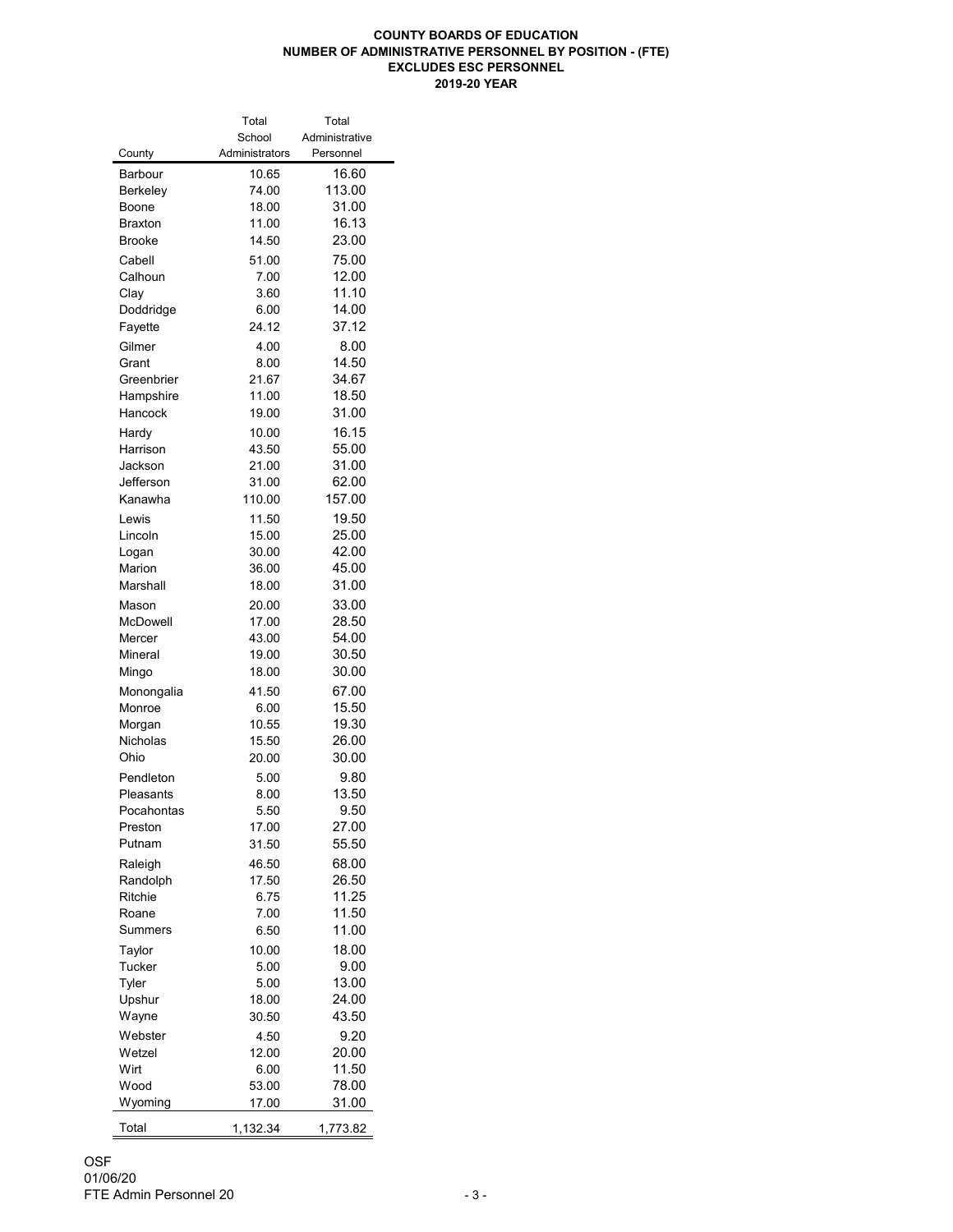**COUNTY BOARDS OF EDUCATION**
**NUMBER OF ADMINISTRATIVE PERSONNEL BY POSITION - (FTE)**
**EXCLUDES ESC PERSONNEL**
**2019-20 YEAR**

| County | Total School Administrators | Total Administrative Personnel |
|---|---|---|
| Barbour | 10.65 | 16.60 |
| Berkeley | 74.00 | 113.00 |
| Boone | 18.00 | 31.00 |
| Braxton | 11.00 | 16.13 |
| Brooke | 14.50 | 23.00 |
| Cabell | 51.00 | 75.00 |
| Calhoun | 7.00 | 12.00 |
| Clay | 3.60 | 11.10 |
| Doddridge | 6.00 | 14.00 |
| Fayette | 24.12 | 37.12 |
| Gilmer | 4.00 | 8.00 |
| Grant | 8.00 | 14.50 |
| Greenbrier | 21.67 | 34.67 |
| Hampshire | 11.00 | 18.50 |
| Hancock | 19.00 | 31.00 |
| Hardy | 10.00 | 16.15 |
| Harrison | 43.50 | 55.00 |
| Jackson | 21.00 | 31.00 |
| Jefferson | 31.00 | 62.00 |
| Kanawha | 110.00 | 157.00 |
| Lewis | 11.50 | 19.50 |
| Lincoln | 15.00 | 25.00 |
| Logan | 30.00 | 42.00 |
| Marion | 36.00 | 45.00 |
| Marshall | 18.00 | 31.00 |
| Mason | 20.00 | 33.00 |
| McDowell | 17.00 | 28.50 |
| Mercer | 43.00 | 54.00 |
| Mineral | 19.00 | 30.50 |
| Mingo | 18.00 | 30.00 |
| Monongalia | 41.50 | 67.00 |
| Monroe | 6.00 | 15.50 |
| Morgan | 10.55 | 19.30 |
| Nicholas | 15.50 | 26.00 |
| Ohio | 20.00 | 30.00 |
| Pendleton | 5.00 | 9.80 |
| Pleasants | 8.00 | 13.50 |
| Pocahontas | 5.50 | 9.50 |
| Preston | 17.00 | 27.00 |
| Putnam | 31.50 | 55.50 |
| Raleigh | 46.50 | 68.00 |
| Randolph | 17.50 | 26.50 |
| Ritchie | 6.75 | 11.25 |
| Roane | 7.00 | 11.50 |
| Summers | 6.50 | 11.00 |
| Taylor | 10.00 | 18.00 |
| Tucker | 5.00 | 9.00 |
| Tyler | 5.00 | 13.00 |
| Upshur | 18.00 | 24.00 |
| Wayne | 30.50 | 43.50 |
| Webster | 4.50 | 9.20 |
| Wetzel | 12.00 | 20.00 |
| Wirt | 6.00 | 11.50 |
| Wood | 53.00 | 78.00 |
| Wyoming | 17.00 | 31.00 |
| Total | 1,132.34 | 1,773.82 |

OSF
01/06/20
FTE Admin Personnel 20